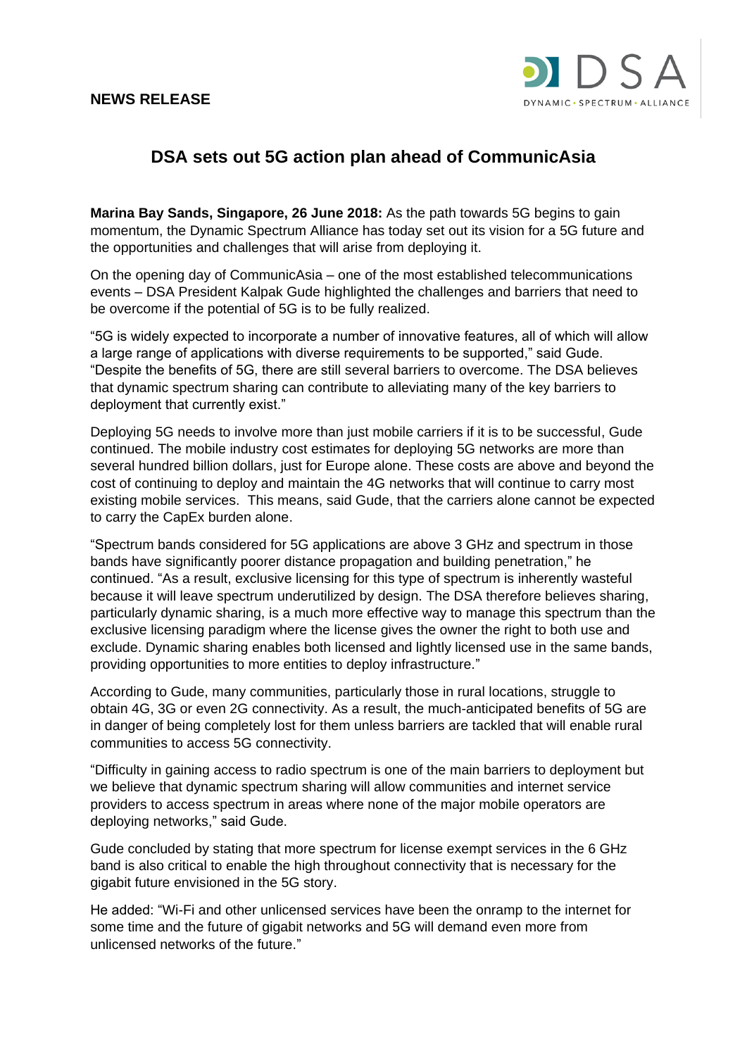**NEWS RELEASE**

DSA
DYNAMIC • SPECTRUM • ALLIANCE

# DSA sets out 5G action plan ahead of CommunicAsia

**Marina Bay Sands, Singapore, 26 June 2018:** As the path towards 5G begins to gain momentum, the Dynamic Spectrum Alliance has today set out its vision for a 5G future and the opportunities and challenges that will arise from deploying it.

On the opening day of CommunicAsia – one of the most established telecommunications events – DSA President Kalpak Gude highlighted the challenges and barriers that need to be overcome if the potential of 5G is to be fully realized.

"5G is widely expected to incorporate a number of innovative features, all of which will allow a large range of applications with diverse requirements to be supported," said Gude. "Despite the benefits of 5G, there are still several barriers to overcome. The DSA believes that dynamic spectrum sharing can contribute to alleviating many of the key barriers to deployment that currently exist."

Deploying 5G needs to involve more than just mobile carriers if it is to be successful, Gude continued. The mobile industry cost estimates for deploying 5G networks are more than several hundred billion dollars, just for Europe alone. These costs are above and beyond the cost of continuing to deploy and maintain the 4G networks that will continue to carry most existing mobile services. This means, said Gude, that the carriers alone cannot be expected to carry the CapEx burden alone.

"Spectrum bands considered for 5G applications are above 3 GHz and spectrum in those bands have significantly poorer distance propagation and building penetration," he continued. "As a result, exclusive licensing for this type of spectrum is inherently wasteful because it will leave spectrum underutilized by design. The DSA therefore believes sharing, particularly dynamic sharing, is a much more effective way to manage this spectrum than the exclusive licensing paradigm where the license gives the owner the right to both use and exclude. Dynamic sharing enables both licensed and lightly licensed use in the same bands, providing opportunities to more entities to deploy infrastructure."

According to Gude, many communities, particularly those in rural locations, struggle to obtain 4G, 3G or even 2G connectivity. As a result, the much-anticipated benefits of 5G are in danger of being completely lost for them unless barriers are tackled that will enable rural communities to access 5G connectivity.

"Difficulty in gaining access to radio spectrum is one of the main barriers to deployment but we believe that dynamic spectrum sharing will allow communities and internet service providers to access spectrum in areas where none of the major mobile operators are deploying networks," said Gude.

Gude concluded by stating that more spectrum for license exempt services in the 6 GHz band is also critical to enable the high throughout connectivity that is necessary for the gigabit future envisioned in the 5G story.

He added: "Wi-Fi and other unlicensed services have been the onramp to the internet for some time and the future of gigabit networks and 5G will demand even more from unlicensed networks of the future."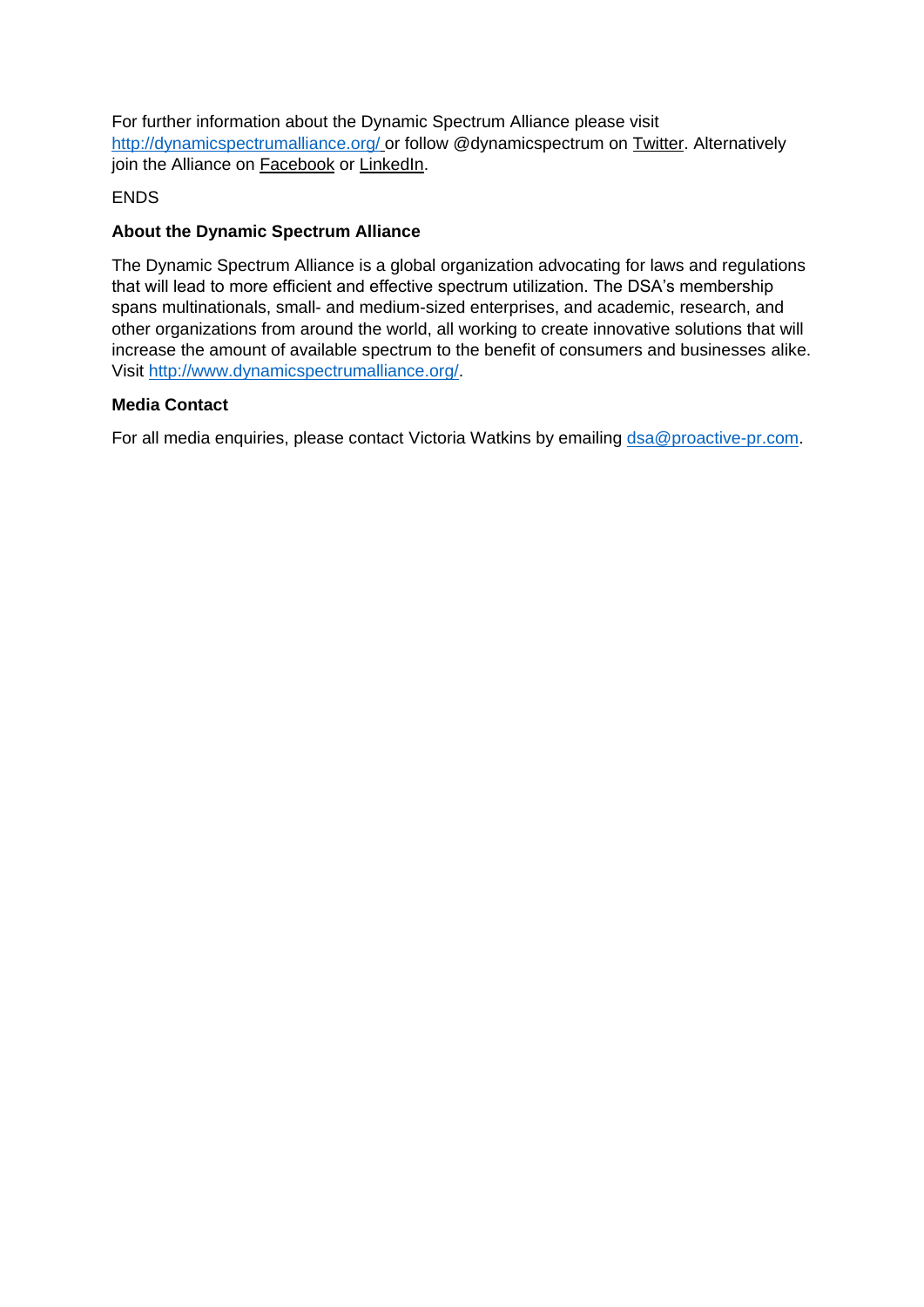For further information about the Dynamic Spectrum Alliance please visit http://dynamicspectrumalliance.org/ or follow @dynamicspectrum on Twitter. Alternatively join the Alliance on Facebook or LinkedIn.

ENDS

**About the Dynamic Spectrum Alliance**

The Dynamic Spectrum Alliance is a global organization advocating for laws and regulations that will lead to more efficient and effective spectrum utilization. The DSA's membership spans multinationals, small- and medium-sized enterprises, and academic, research, and other organizations from around the world, all working to create innovative solutions that will increase the amount of available spectrum to the benefit of consumers and businesses alike. Visit http://www.dynamicspectrumalliance.org/.

**Media Contact**

For all media enquiries, please contact Victoria Watkins by emailing dsa@proactive-pr.com.